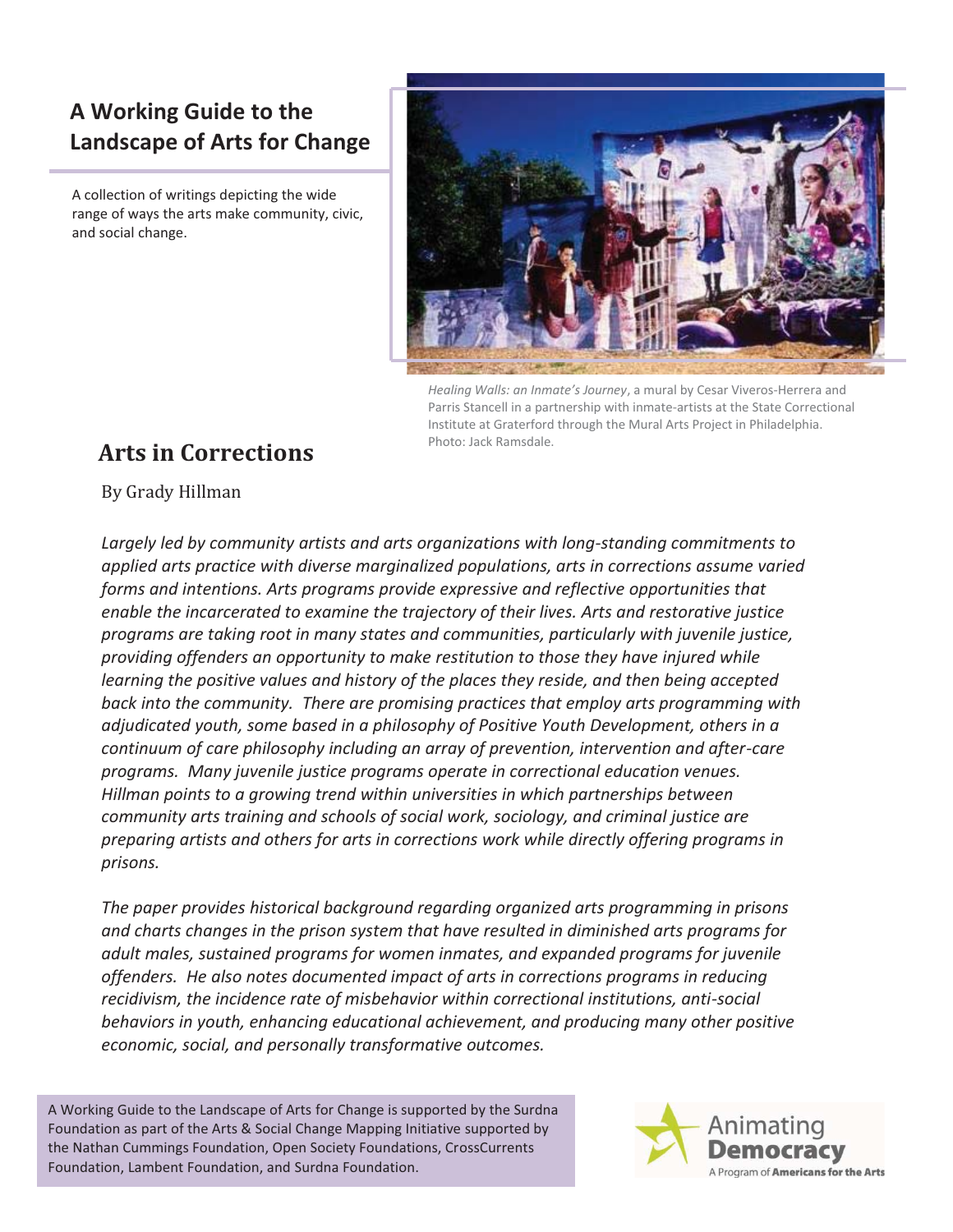# A Working Guide to the Landscape of Arts for Change

A collection of writings depicting the wide range of ways the arts make community, civic, and social change.

*Healing Walls: an Inmate's Journey*, a mural by Cesar Viveros-Herrera and Parris Stancell in a partnership with inmate-artists at the State Correctional Institute at Graterford through the Mural Arts Project in Philadelphia. Photo: Jack Ramsdale.

## Arts in Corrections

By Grady Hillman

*Largely led by community artists and arts organizations with long-standing commitments to applied arts practice with diverse marginalized populations, arts in corrections assume varied forms and intentions. Arts programs provide expressive and reflective opportunities that enable the incarcerated to examine the trajectory of their lives. Arts and restorative justice programs are taking root in many states and communities, particularly with juvenile justice, providing offenders an opportunity to make restitution to those they have injured while learning the positive values and history of the places they reside, and then being accepted back into the community. There are promising practices that employ arts programming with adjudicated youth, some based in a philosophy of Positive Youth Development, others in a continuum of care philosophy including an array of prevention, intervention and after-care programs. Many juvenile justice programs operate in correctional education venues. Hillman points to a growing trend within universities in which partnerships between community arts training and schools of social work, sociology, and criminal justice are preparing artists and others for arts in corrections work while directly offering programs in prisons.*

*The paper provides historical background regarding organized arts programming in prisons and charts changes in the prison system that have resulted in diminished arts programs for adult males, sustained programs for women inmates, and expanded programs for juvenile offenders. He also notes documented impact of arts in corrections programs in reducing recidivism, the incidence rate of misbehavior within correctional institutions, anti-social behaviors in youth, enhancing educational achievement, and producing many other positive economic, social, and personally transformative outcomes.*

A Working Guide to the Landscape of Arts for Change is supported by the Surdna Foundation as part of the Arts & Social Change Mapping Initiative supported by the Nathan Cummings Foundation, Open Society Foundations, CrossCurrents Foundation, Lambent Foundation, and Surdna Foundation.

Animating Democracy
A Program of **Americans for the Arts**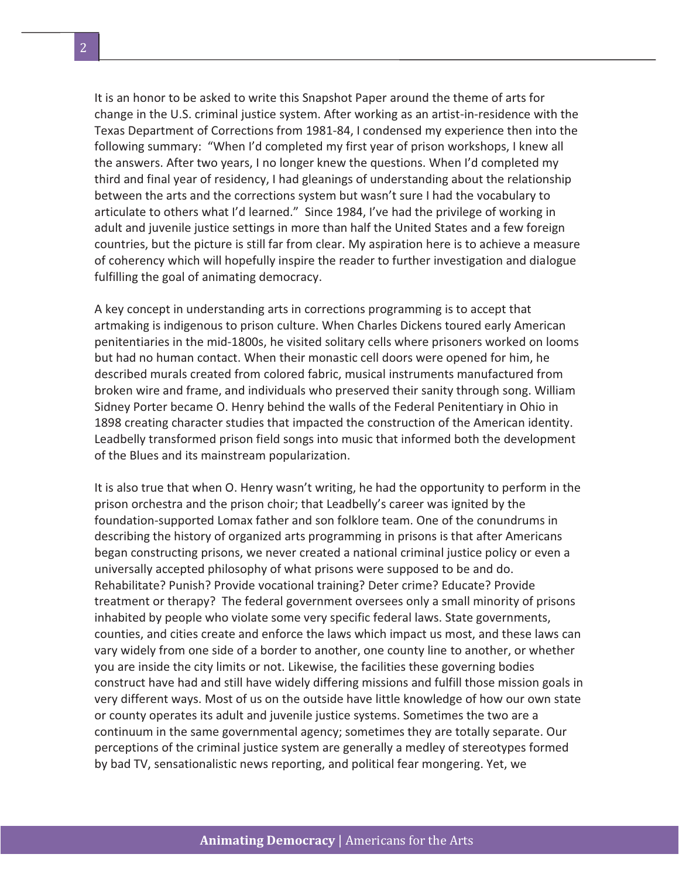It is an honor to be asked to write this Snapshot Paper around the theme of arts for change in the U.S. criminal justice system. After working as an artist-in-residence with the Texas Department of Corrections from 1981-84, I condensed my experience then into the following summary: "When I'd completed my first year of prison workshops, I knew all the answers. After two years, I no longer knew the questions. When I'd completed my third and final year of residency, I had gleanings of understanding about the relationship between the arts and the corrections system but wasn't sure I had the vocabulary to articulate to others what I'd learned." Since 1984, I've had the privilege of working in adult and juvenile justice settings in more than half the United States and a few foreign countries, but the picture is still far from clear. My aspiration here is to achieve a measure of coherency which will hopefully inspire the reader to further investigation and dialogue fulfilling the goal of animating democracy.

A key concept in understanding arts in corrections programming is to accept that artmaking is indigenous to prison culture. When Charles Dickens toured early American penitentiaries in the mid-1800s, he visited solitary cells where prisoners worked on looms but had no human contact. When their monastic cell doors were opened for him, he described murals created from colored fabric, musical instruments manufactured from broken wire and frame, and individuals who preserved their sanity through song. William Sidney Porter became O. Henry behind the walls of the Federal Penitentiary in Ohio in 1898 creating character studies that impacted the construction of the American identity. Leadbelly transformed prison field songs into music that informed both the development of the Blues and its mainstream popularization.

It is also true that when O. Henry wasn't writing, he had the opportunity to perform in the prison orchestra and the prison choir; that Leadbelly's career was ignited by the foundation-supported Lomax father and son folklore team. One of the conundrums in describing the history of organized arts programming in prisons is that after Americans began constructing prisons, we never created a national criminal justice policy or even a universally accepted philosophy of what prisons were supposed to be and do. Rehabilitate? Punish? Provide vocational training? Deter crime? Educate? Provide treatment or therapy? The federal government oversees only a small minority of prisons inhabited by people who violate some very specific federal laws. State governments, counties, and cities create and enforce the laws which impact us most, and these laws can vary widely from one side of a border to another, one county line to another, or whether you are inside the city limits or not. Likewise, the facilities these governing bodies construct have had and still have widely differing missions and fulfill those mission goals in very different ways. Most of us on the outside have little knowledge of how our own state or county operates its adult and juvenile justice systems. Sometimes the two are a continuum in the same governmental agency; sometimes they are totally separate. Our perceptions of the criminal justice system are generally a medley of stereotypes formed by bad TV, sensationalistic news reporting, and political fear mongering. Yet, we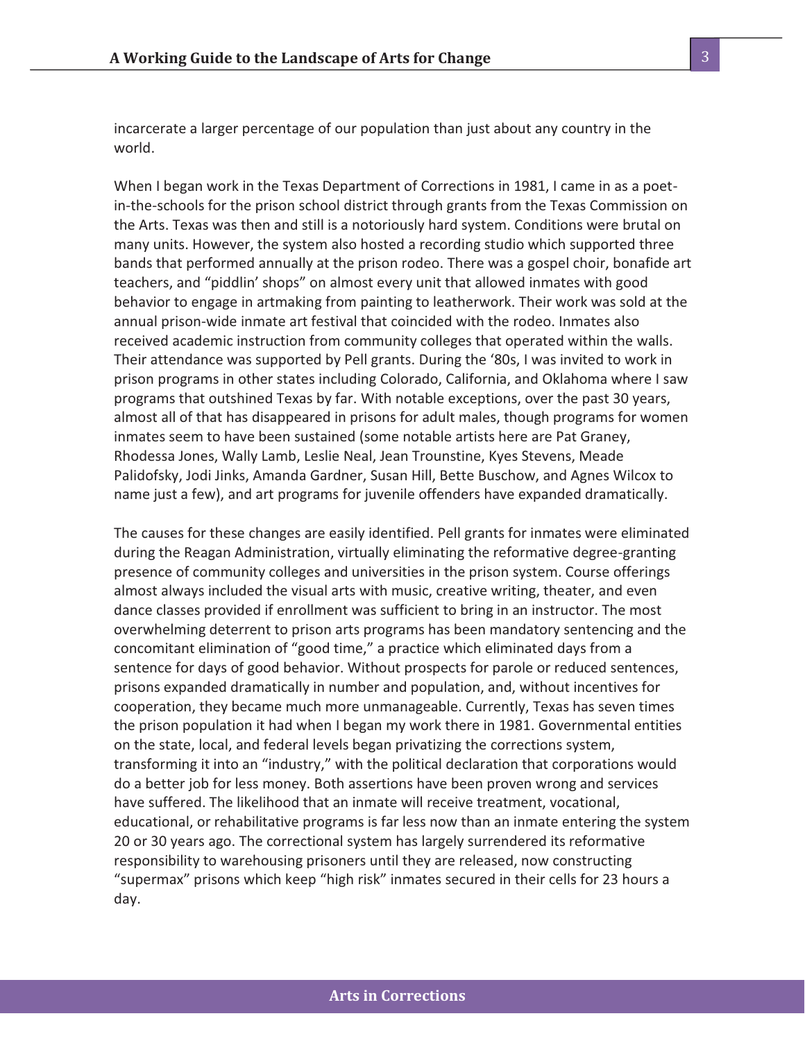incarcerate a larger percentage of our population than just about any country in the world.

When I began work in the Texas Department of Corrections in 1981, I came in as a poet-in-the-schools for the prison school district through grants from the Texas Commission on the Arts. Texas was then and still is a notoriously hard system. Conditions were brutal on many units. However, the system also hosted a recording studio which supported three bands that performed annually at the prison rodeo. There was a gospel choir, bonafide art teachers, and "piddlin' shops" on almost every unit that allowed inmates with good behavior to engage in artmaking from painting to leatherwork. Their work was sold at the annual prison-wide inmate art festival that coincided with the rodeo. Inmates also received academic instruction from community colleges that operated within the walls. Their attendance was supported by Pell grants. During the '80s, I was invited to work in prison programs in other states including Colorado, California, and Oklahoma where I saw programs that outshined Texas by far. With notable exceptions, over the past 30 years, almost all of that has disappeared in prisons for adult males, though programs for women inmates seem to have been sustained (some notable artists here are Pat Graney, Rhodessa Jones, Wally Lamb, Leslie Neal, Jean Trounstine, Kyes Stevens, Meade Palidofsky, Jodi Jinks, Amanda Gardner, Susan Hill, Bette Buschow, and Agnes Wilcox to name just a few), and art programs for juvenile offenders have expanded dramatically.

The causes for these changes are easily identified. Pell grants for inmates were eliminated during the Reagan Administration, virtually eliminating the reformative degree-granting presence of community colleges and universities in the prison system. Course offerings almost always included the visual arts with music, creative writing, theater, and even dance classes provided if enrollment was sufficient to bring in an instructor. The most overwhelming deterrent to prison arts programs has been mandatory sentencing and the concomitant elimination of "good time," a practice which eliminated days from a sentence for days of good behavior. Without prospects for parole or reduced sentences, prisons expanded dramatically in number and population, and, without incentives for cooperation, they became much more unmanageable. Currently, Texas has seven times the prison population it had when I began my work there in 1981. Governmental entities on the state, local, and federal levels began privatizing the corrections system, transforming it into an "industry," with the political declaration that corporations would do a better job for less money. Both assertions have been proven wrong and services have suffered. The likelihood that an inmate will receive treatment, vocational, educational, or rehabilitative programs is far less now than an inmate entering the system 20 or 30 years ago. The correctional system has largely surrendered its reformative responsibility to warehousing prisoners until they are released, now constructing "supermax" prisons which keep "high risk" inmates secured in their cells for 23 hours a day.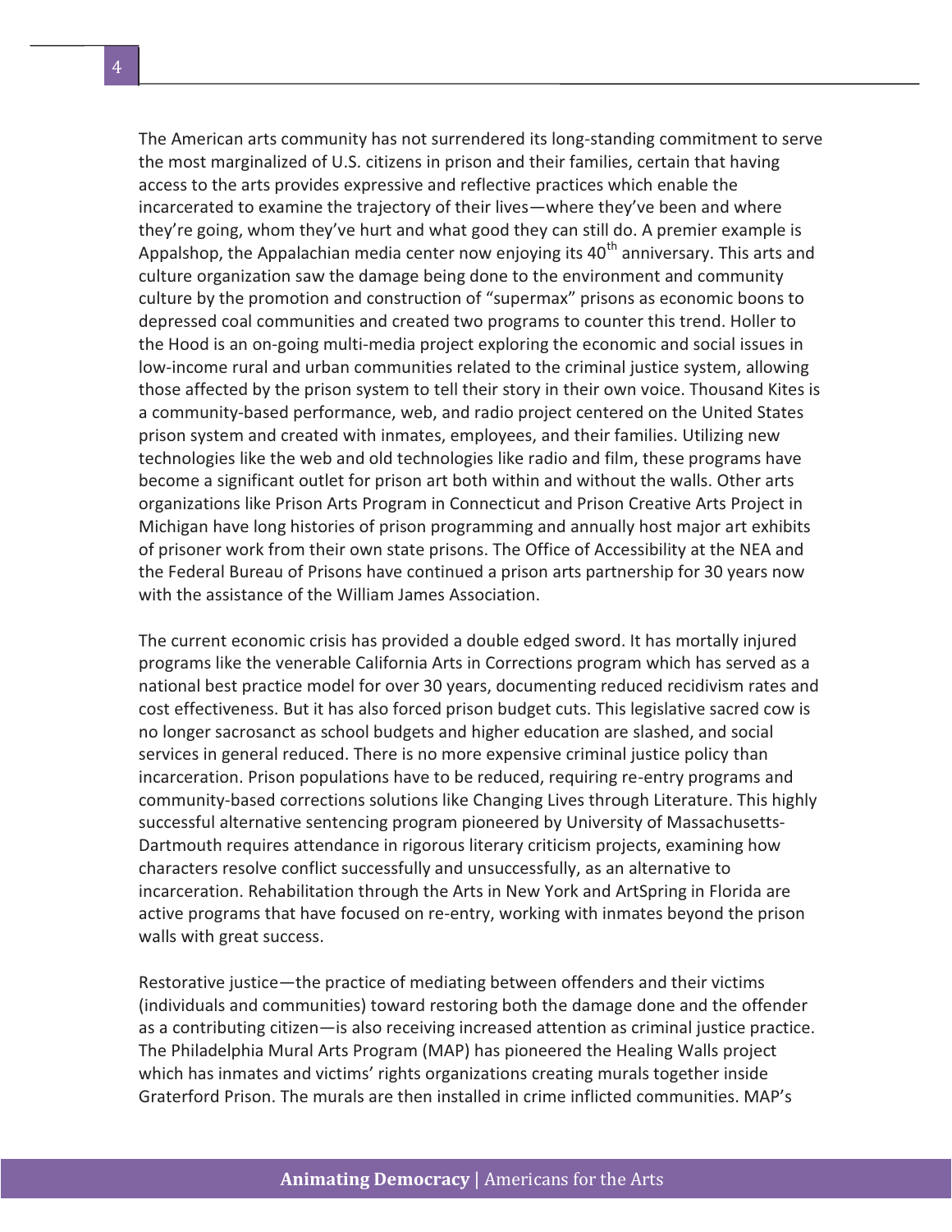The American arts community has not surrendered its long-standing commitment to serve the most marginalized of U.S. citizens in prison and their families, certain that having access to the arts provides expressive and reflective practices which enable the incarcerated to examine the trajectory of their lives—where they've been and where they're going, whom they've hurt and what good they can still do. A premier example is Appalshop, the Appalachian media center now enjoying its 40th anniversary. This arts and culture organization saw the damage being done to the environment and community culture by the promotion and construction of "supermax" prisons as economic boons to depressed coal communities and created two programs to counter this trend. Holler to the Hood is an on-going multi-media project exploring the economic and social issues in low-income rural and urban communities related to the criminal justice system, allowing those affected by the prison system to tell their story in their own voice. Thousand Kites is a community-based performance, web, and radio project centered on the United States prison system and created with inmates, employees, and their families. Utilizing new technologies like the web and old technologies like radio and film, these programs have become a significant outlet for prison art both within and without the walls. Other arts organizations like Prison Arts Program in Connecticut and Prison Creative Arts Project in Michigan have long histories of prison programming and annually host major art exhibits of prisoner work from their own state prisons. The Office of Accessibility at the NEA and the Federal Bureau of Prisons have continued a prison arts partnership for 30 years now with the assistance of the William James Association.

The current economic crisis has provided a double edged sword. It has mortally injured programs like the venerable California Arts in Corrections program which has served as a national best practice model for over 30 years, documenting reduced recidivism rates and cost effectiveness. But it has also forced prison budget cuts. This legislative sacred cow is no longer sacrosanct as school budgets and higher education are slashed, and social services in general reduced. There is no more expensive criminal justice policy than incarceration. Prison populations have to be reduced, requiring re-entry programs and community-based corrections solutions like Changing Lives through Literature. This highly successful alternative sentencing program pioneered by University of Massachusetts-Dartmouth requires attendance in rigorous literary criticism projects, examining how characters resolve conflict successfully and unsuccessfully, as an alternative to incarceration. Rehabilitation through the Arts in New York and ArtSpring in Florida are active programs that have focused on re-entry, working with inmates beyond the prison walls with great success.

Restorative justice—the practice of mediating between offenders and their victims (individuals and communities) toward restoring both the damage done and the offender as a contributing citizen—is also receiving increased attention as criminal justice practice. The Philadelphia Mural Arts Program (MAP) has pioneered the Healing Walls project which has inmates and victims' rights organizations creating murals together inside Graterford Prison. The murals are then installed in crime inflicted communities. MAP's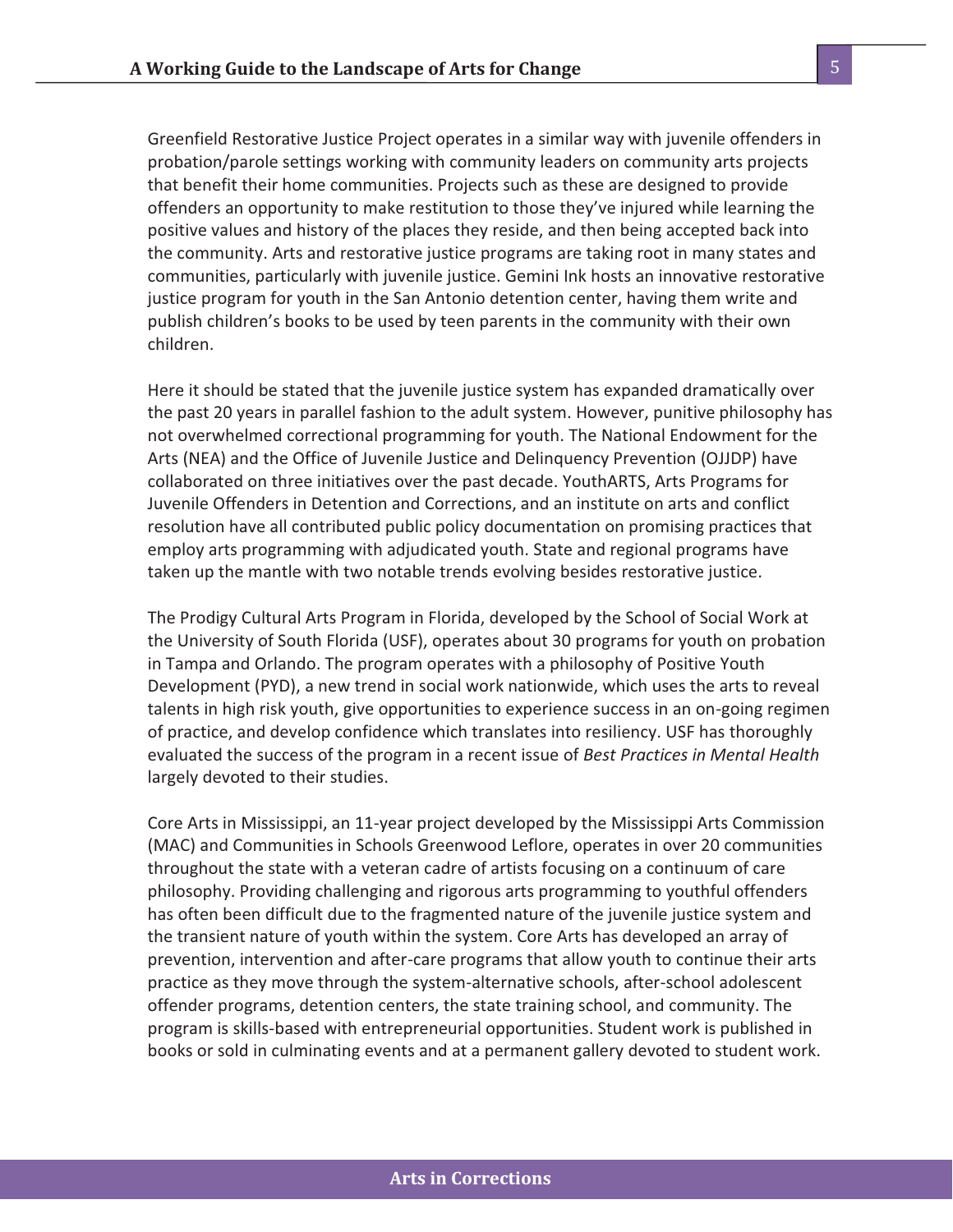Greenfield Restorative Justice Project operates in a similar way with juvenile offenders in probation/parole settings working with community leaders on community arts projects that benefit their home communities. Projects such as these are designed to provide offenders an opportunity to make restitution to those they've injured while learning the positive values and history of the places they reside, and then being accepted back into the community. Arts and restorative justice programs are taking root in many states and communities, particularly with juvenile justice. Gemini Ink hosts an innovative restorative justice program for youth in the San Antonio detention center, having them write and publish children's books to be used by teen parents in the community with their own children.

Here it should be stated that the juvenile justice system has expanded dramatically over the past 20 years in parallel fashion to the adult system. However, punitive philosophy has not overwhelmed correctional programming for youth. The National Endowment for the Arts (NEA) and the Office of Juvenile Justice and Delinquency Prevention (OJJDP) have collaborated on three initiatives over the past decade. YouthARTS, Arts Programs for Juvenile Offenders in Detention and Corrections, and an institute on arts and conflict resolution have all contributed public policy documentation on promising practices that employ arts programming with adjudicated youth. State and regional programs have taken up the mantle with two notable trends evolving besides restorative justice.

The Prodigy Cultural Arts Program in Florida, developed by the School of Social Work at the University of South Florida (USF), operates about 30 programs for youth on probation in Tampa and Orlando. The program operates with a philosophy of Positive Youth Development (PYD), a new trend in social work nationwide, which uses the arts to reveal talents in high risk youth, give opportunities to experience success in an on-going regimen of practice, and develop confidence which translates into resiliency. USF has thoroughly evaluated the success of the program in a recent issue of *Best Practices in Mental Health* largely devoted to their studies.

Core Arts in Mississippi, an 11-year project developed by the Mississippi Arts Commission (MAC) and Communities in Schools Greenwood Leflore, operates in over 20 communities throughout the state with a veteran cadre of artists focusing on a continuum of care philosophy. Providing challenging and rigorous arts programming to youthful offenders has often been difficult due to the fragmented nature of the juvenile justice system and the transient nature of youth within the system. Core Arts has developed an array of prevention, intervention and after-care programs that allow youth to continue their arts practice as they move through the system-alternative schools, after-school adolescent offender programs, detention centers, the state training school, and community. The program is skills-based with entrepreneurial opportunities. Student work is published in books or sold in culminating events and at a permanent gallery devoted to student work.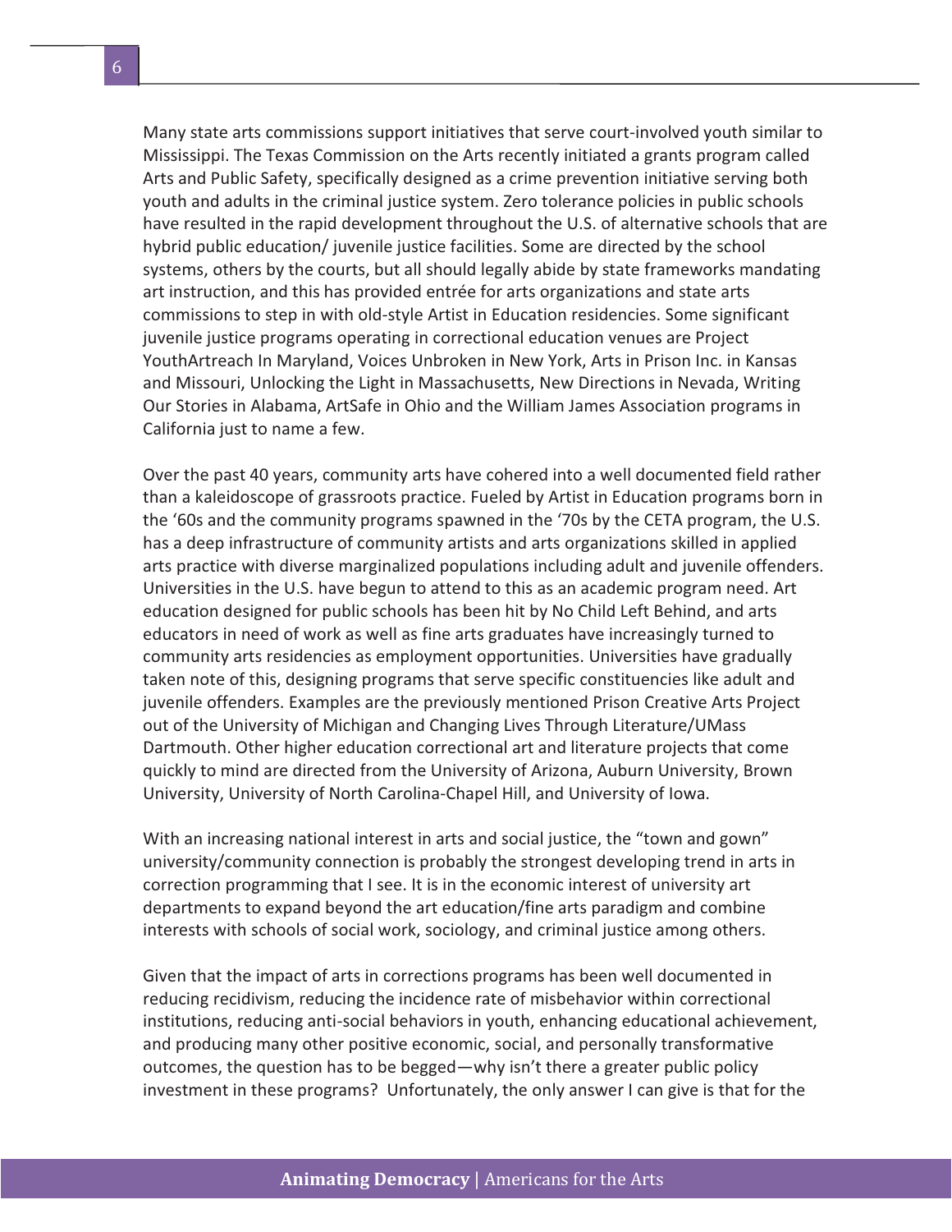Many state arts commissions support initiatives that serve court-involved youth similar to Mississippi. The Texas Commission on the Arts recently initiated a grants program called Arts and Public Safety, specifically designed as a crime prevention initiative serving both youth and adults in the criminal justice system. Zero tolerance policies in public schools have resulted in the rapid development throughout the U.S. of alternative schools that are hybrid public education/ juvenile justice facilities. Some are directed by the school systems, others by the courts, but all should legally abide by state frameworks mandating art instruction, and this has provided entrée for arts organizations and state arts commissions to step in with old-style Artist in Education residencies. Some significant juvenile justice programs operating in correctional education venues are Project YouthArtreach In Maryland, Voices Unbroken in New York, Arts in Prison Inc. in Kansas and Missouri, Unlocking the Light in Massachusetts, New Directions in Nevada, Writing Our Stories in Alabama, ArtSafe in Ohio and the William James Association programs in California just to name a few.

Over the past 40 years, community arts have cohered into a well documented field rather than a kaleidoscope of grassroots practice. Fueled by Artist in Education programs born in the '60s and the community programs spawned in the '70s by the CETA program, the U.S. has a deep infrastructure of community artists and arts organizations skilled in applied arts practice with diverse marginalized populations including adult and juvenile offenders. Universities in the U.S. have begun to attend to this as an academic program need. Art education designed for public schools has been hit by No Child Left Behind, and arts educators in need of work as well as fine arts graduates have increasingly turned to community arts residencies as employment opportunities. Universities have gradually taken note of this, designing programs that serve specific constituencies like adult and juvenile offenders. Examples are the previously mentioned Prison Creative Arts Project out of the University of Michigan and Changing Lives Through Literature/UMass Dartmouth. Other higher education correctional art and literature projects that come quickly to mind are directed from the University of Arizona, Auburn University, Brown University, University of North Carolina-Chapel Hill, and University of Iowa.

With an increasing national interest in arts and social justice, the "town and gown" university/community connection is probably the strongest developing trend in arts in correction programming that I see. It is in the economic interest of university art departments to expand beyond the art education/fine arts paradigm and combine interests with schools of social work, sociology, and criminal justice among others.

Given that the impact of arts in corrections programs has been well documented in reducing recidivism, reducing the incidence rate of misbehavior within correctional institutions, reducing anti-social behaviors in youth, enhancing educational achievement, and producing many other positive economic, social, and personally transformative outcomes, the question has to be begged—why isn't there a greater public policy investment in these programs? Unfortunately, the only answer I can give is that for the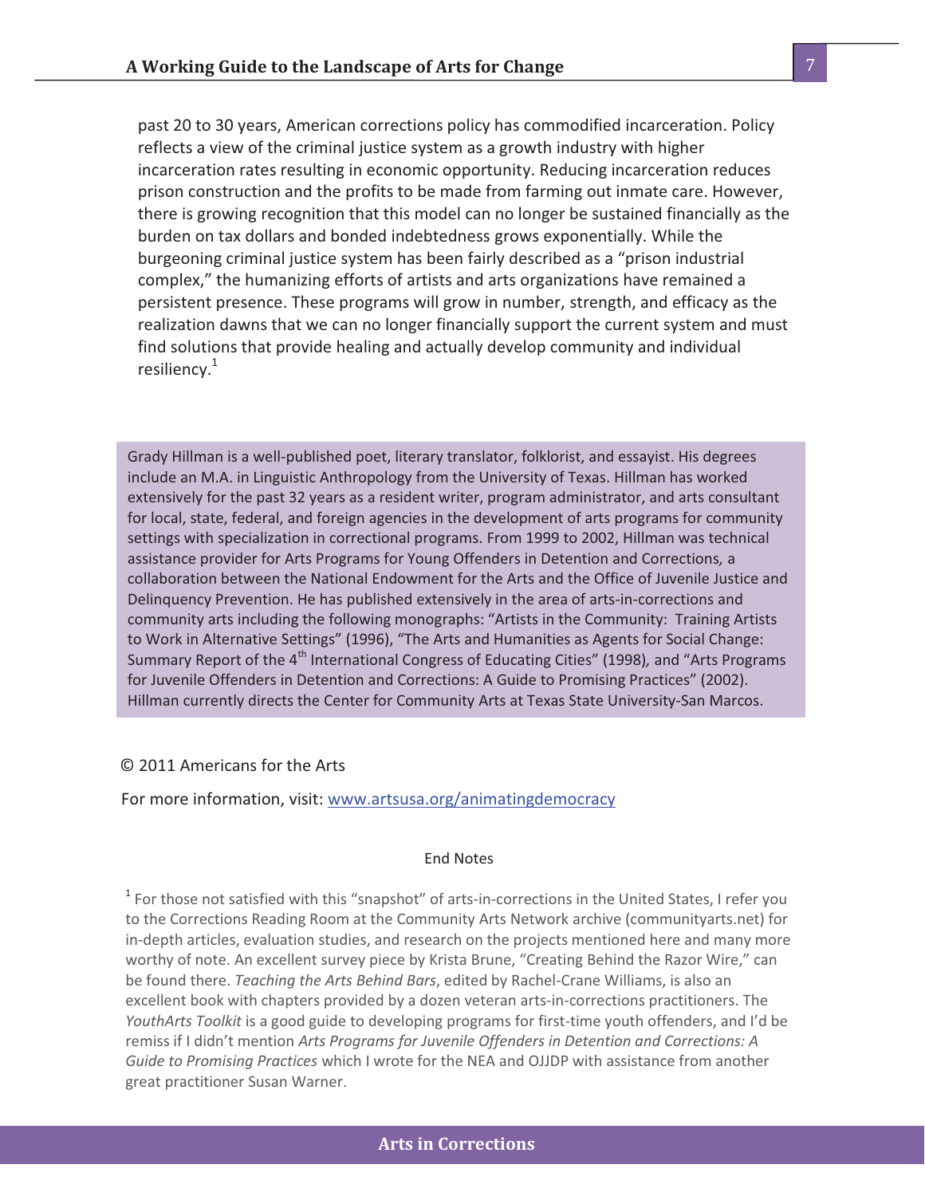past 20 to 30 years, American corrections policy has commodified incarceration. Policy reflects a view of the criminal justice system as a growth industry with higher incarceration rates resulting in economic opportunity. Reducing incarceration reduces prison construction and the profits to be made from farming out inmate care. However, there is growing recognition that this model can no longer be sustained financially as the burden on tax dollars and bonded indebtedness grows exponentially. While the burgeoning criminal justice system has been fairly described as a "prison industrial complex," the humanizing efforts of artists and arts organizations have remained a persistent presence. These programs will grow in number, strength, and efficacy as the realization dawns that we can no longer financially support the current system and must find solutions that provide healing and actually develop community and individual resiliency.[1]

Grady Hillman is a well-published poet, literary translator, folklorist, and essayist. His degrees include an M.A. in Linguistic Anthropology from the University of Texas. Hillman has worked extensively for the past 32 years as a resident writer, program administrator, and arts consultant for local, state, federal, and foreign agencies in the development of arts programs for community settings with specialization in correctional programs. From 1999 to 2002, Hillman was technical assistance provider for Arts Programs for Young Offenders in Detention and Corrections, a collaboration between the National Endowment for the Arts and the Office of Juvenile Justice and Delinquency Prevention. He has published extensively in the area of arts-in-corrections and community arts including the following monographs: "Artists in the Community: Training Artists to Work in Alternative Settings" (1996), "The Arts and Humanities as Agents for Social Change: Summary Report of the 4th International Congress of Educating Cities" (1998), and "Arts Programs for Juvenile Offenders in Detention and Corrections: A Guide to Promising Practices" (2002). Hillman currently directs the Center for Community Arts at Texas State University-San Marcos.

© 2011 Americans for the Arts

For more information, visit: [www.artsusa.org/animatingdemocracy](http://www.artsusa.org/animatingdemocracy)

End Notes

[1] For those not satisfied with this "snapshot" of arts-in-corrections in the United States, I refer you to the Corrections Reading Room at the Community Arts Network archive (communityarts.net) for in-depth articles, evaluation studies, and research on the projects mentioned here and many more worthy of note. An excellent survey piece by Krista Brune, "Creating Behind the Razor Wire," can be found there. *Teaching the Arts Behind Bars*, edited by Rachel-Crane Williams, is also an excellent book with chapters provided by a dozen veteran arts-in-corrections practitioners. The *YouthArts Toolkit* is a good guide to developing programs for first-time youth offenders, and I'd be remiss if I didn't mention *Arts Programs for Juvenile Offenders in Detention and Corrections: A Guide to Promising Practices* which I wrote for the NEA and OJJDP with assistance from another great practitioner Susan Warner.